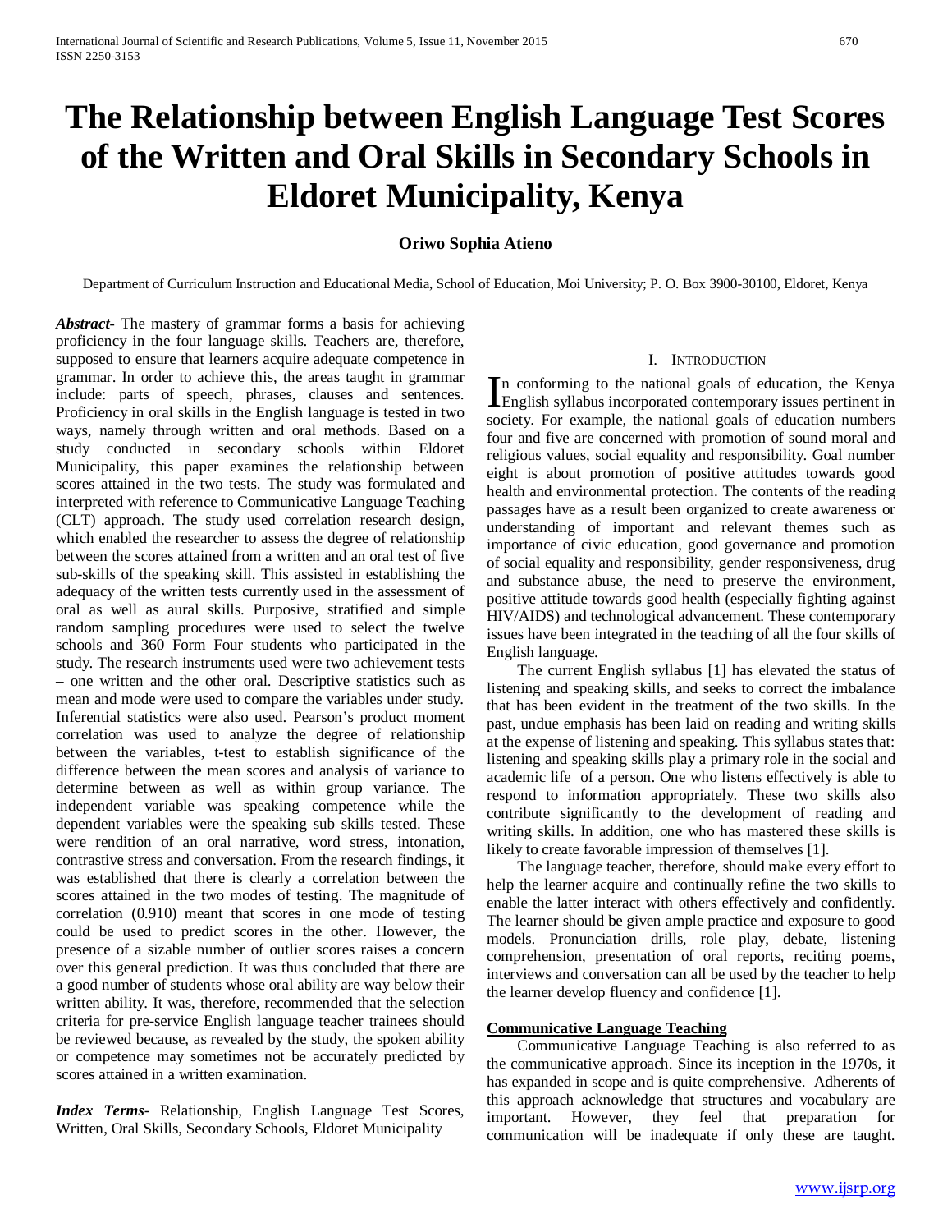# The Relationship between English Language Test Scores of the Written and Oral Skills in Secondary Schools in Eldoret Municipality, Kenya

**Oriwo Sophia Atieno**

Department of Curriculum Instruction and Educational Media, School of Education, Moi University; P. O. Box 3900-30100, Eldoret, Kenya

***Abstract*-** The mastery of grammar forms a basis for achieving proficiency in the four language skills. Teachers are, therefore, supposed to ensure that learners acquire adequate competence in grammar. In order to achieve this, the areas taught in grammar include: parts of speech, phrases, clauses and sentences. Proficiency in oral skills in the English language is tested in two ways, namely through written and oral methods. Based on a study conducted in secondary schools within Eldoret Municipality, this paper examines the relationship between scores attained in the two tests. The study was formulated and interpreted with reference to Communicative Language Teaching (CLT) approach. The study used correlation research design, which enabled the researcher to assess the degree of relationship between the scores attained from a written and an oral test of five sub-skills of the speaking skill. This assisted in establishing the adequacy of the written tests currently used in the assessment of oral as well as aural skills. Purposive, stratified and simple random sampling procedures were used to select the twelve schools and 360 Form Four students who participated in the study. The research instruments used were two achievement tests – one written and the other oral. Descriptive statistics such as mean and mode were used to compare the variables under study. Inferential statistics were also used. Pearson's product moment correlation was used to analyze the degree of relationship between the variables, t-test to establish significance of the difference between the mean scores and analysis of variance to determine between as well as within group variance. The independent variable was speaking competence while the dependent variables were the speaking sub skills tested. These were rendition of an oral narrative, word stress, intonation, contrastive stress and conversation. From the research findings, it was established that there is clearly a correlation between the scores attained in the two modes of testing. The magnitude of correlation (0.910) meant that scores in one mode of testing could be used to predict scores in the other. However, the presence of a sizable number of outlier scores raises a concern over this general prediction. It was thus concluded that there are a good number of students whose oral ability are way below their written ability. It was, therefore, recommended that the selection criteria for pre-service English language teacher trainees should be reviewed because, as revealed by the study, the spoken ability or competence may sometimes not be accurately predicted by scores attained in a written examination.

***Index Terms*-** Relationship, English Language Test Scores, Written, Oral Skills, Secondary Schools, Eldoret Municipality

## I. Introduction

In conforming to the national goals of education, the Kenya English syllabus incorporated contemporary issues pertinent in society. For example, the national goals of education numbers four and five are concerned with promotion of sound moral and religious values, social equality and responsibility. Goal number eight is about promotion of positive attitudes towards good health and environmental protection. The contents of the reading passages have as a result been organized to create awareness or understanding of important and relevant themes such as importance of civic education, good governance and promotion of social equality and responsibility, gender responsiveness, drug and substance abuse, the need to preserve the environment, positive attitude towards good health (especially fighting against HIV/AIDS) and technological advancement. These contemporary issues have been integrated in the teaching of all the four skills of English language.

The current English syllabus [1] has elevated the status of listening and speaking skills, and seeks to correct the imbalance that has been evident in the treatment of the two skills. In the past, undue emphasis has been laid on reading and writing skills at the expense of listening and speaking. This syllabus states that: listening and speaking skills play a primary role in the social and academic life of a person. One who listens effectively is able to respond to information appropriately. These two skills also contribute significantly to the development of reading and writing skills. In addition, one who has mastered these skills is likely to create favorable impression of themselves [1].

The language teacher, therefore, should make every effort to help the learner acquire and continually refine the two skills to enable the latter interact with others effectively and confidently. The learner should be given ample practice and exposure to good models. Pronunciation drills, role play, debate, listening comprehension, presentation of oral reports, reciting poems, interviews and conversation can all be used by the teacher to help the learner develop fluency and confidence [1].

**<u>Communicative Language Teaching</u>**

Communicative Language Teaching is also referred to as the communicative approach. Since its inception in the 1970s, it has expanded in scope and is quite comprehensive. Adherents of this approach acknowledge that structures and vocabulary are important. However, they feel that preparation for communication will be inadequate if only these are taught.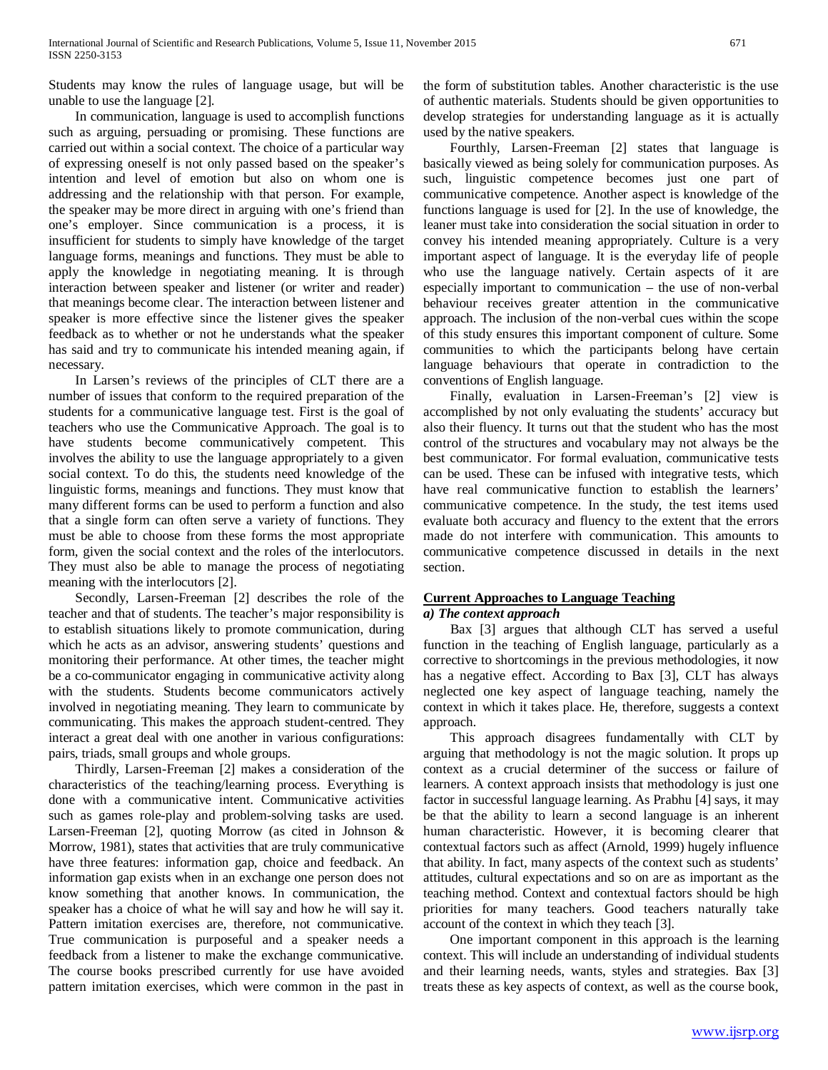Students may know the rules of language usage, but will be unable to use the language [2].

In communication, language is used to accomplish functions such as arguing, persuading or promising. These functions are carried out within a social context. The choice of a particular way of expressing oneself is not only passed based on the speaker's intention and level of emotion but also on whom one is addressing and the relationship with that person. For example, the speaker may be more direct in arguing with one's friend than one's employer. Since communication is a process, it is insufficient for students to simply have knowledge of the target language forms, meanings and functions. They must be able to apply the knowledge in negotiating meaning. It is through interaction between speaker and listener (or writer and reader) that meanings become clear. The interaction between listener and speaker is more effective since the listener gives the speaker feedback as to whether or not he understands what the speaker has said and try to communicate his intended meaning again, if necessary.

In Larsen's reviews of the principles of CLT there are a number of issues that conform to the required preparation of the students for a communicative language test. First is the goal of teachers who use the Communicative Approach. The goal is to have students become communicatively competent. This involves the ability to use the language appropriately to a given social context. To do this, the students need knowledge of the linguistic forms, meanings and functions. They must know that many different forms can be used to perform a function and also that a single form can often serve a variety of functions. They must be able to choose from these forms the most appropriate form, given the social context and the roles of the interlocutors. They must also be able to manage the process of negotiating meaning with the interlocutors [2].

Secondly, Larsen-Freeman [2] describes the role of the teacher and that of students. The teacher's major responsibility is to establish situations likely to promote communication, during which he acts as an advisor, answering students' questions and monitoring their performance. At other times, the teacher might be a co-communicator engaging in communicative activity along with the students. Students become communicators actively involved in negotiating meaning. They learn to communicate by communicating. This makes the approach student-centred. They interact a great deal with one another in various configurations: pairs, triads, small groups and whole groups.

Thirdly, Larsen-Freeman [2] makes a consideration of the characteristics of the teaching/learning process. Everything is done with a communicative intent. Communicative activities such as games role-play and problem-solving tasks are used. Larsen-Freeman [2], quoting Morrow (as cited in Johnson & Morrow, 1981), states that activities that are truly communicative have three features: information gap, choice and feedback. An information gap exists when in an exchange one person does not know something that another knows. In communication, the speaker has a choice of what he will say and how he will say it. Pattern imitation exercises are, therefore, not communicative. True communication is purposeful and a speaker needs a feedback from a listener to make the exchange communicative. The course books prescribed currently for use have avoided pattern imitation exercises, which were common in the past in the form of substitution tables. Another characteristic is the use of authentic materials. Students should be given opportunities to develop strategies for understanding language as it is actually used by the native speakers.

Fourthly, Larsen-Freeman [2] states that language is basically viewed as being solely for communication purposes. As such, linguistic competence becomes just one part of communicative competence. Another aspect is knowledge of the functions language is used for [2]. In the use of knowledge, the leaner must take into consideration the social situation in order to convey his intended meaning appropriately. Culture is a very important aspect of language. It is the everyday life of people who use the language natively. Certain aspects of it are especially important to communication – the use of non-verbal behaviour receives greater attention in the communicative approach. The inclusion of the non-verbal cues within the scope of this study ensures this important component of culture. Some communities to which the participants belong have certain language behaviours that operate in contradiction to the conventions of English language.

Finally, evaluation in Larsen-Freeman's [2] view is accomplished by not only evaluating the students' accuracy but also their fluency. It turns out that the student who has the most control of the structures and vocabulary may not always be the best communicator. For formal evaluation, communicative tests can be used. These can be infused with integrative tests, which have real communicative function to establish the learners' communicative competence. In the study, the test items used evaluate both accuracy and fluency to the extent that the errors made do not interfere with communication. This amounts to communicative competence discussed in details in the next section.

## Current Approaches to Language Teaching

### *a) The context approach*

Bax [3] argues that although CLT has served a useful function in the teaching of English language, particularly as a corrective to shortcomings in the previous methodologies, it now has a negative effect. According to Bax [3], CLT has always neglected one key aspect of language teaching, namely the context in which it takes place. He, therefore, suggests a context approach.

This approach disagrees fundamentally with CLT by arguing that methodology is not the magic solution. It props up context as a crucial determiner of the success or failure of learners. A context approach insists that methodology is just one factor in successful language learning. As Prabhu [4] says, it may be that the ability to learn a second language is an inherent human characteristic. However, it is becoming clearer that contextual factors such as affect (Arnold, 1999) hugely influence that ability. In fact, many aspects of the context such as students' attitudes, cultural expectations and so on are as important as the teaching method. Context and contextual factors should be high priorities for many teachers. Good teachers naturally take account of the context in which they teach [3].

One important component in this approach is the learning context. This will include an understanding of individual students and their learning needs, wants, styles and strategies. Bax [3] treats these as key aspects of context, as well as the course book,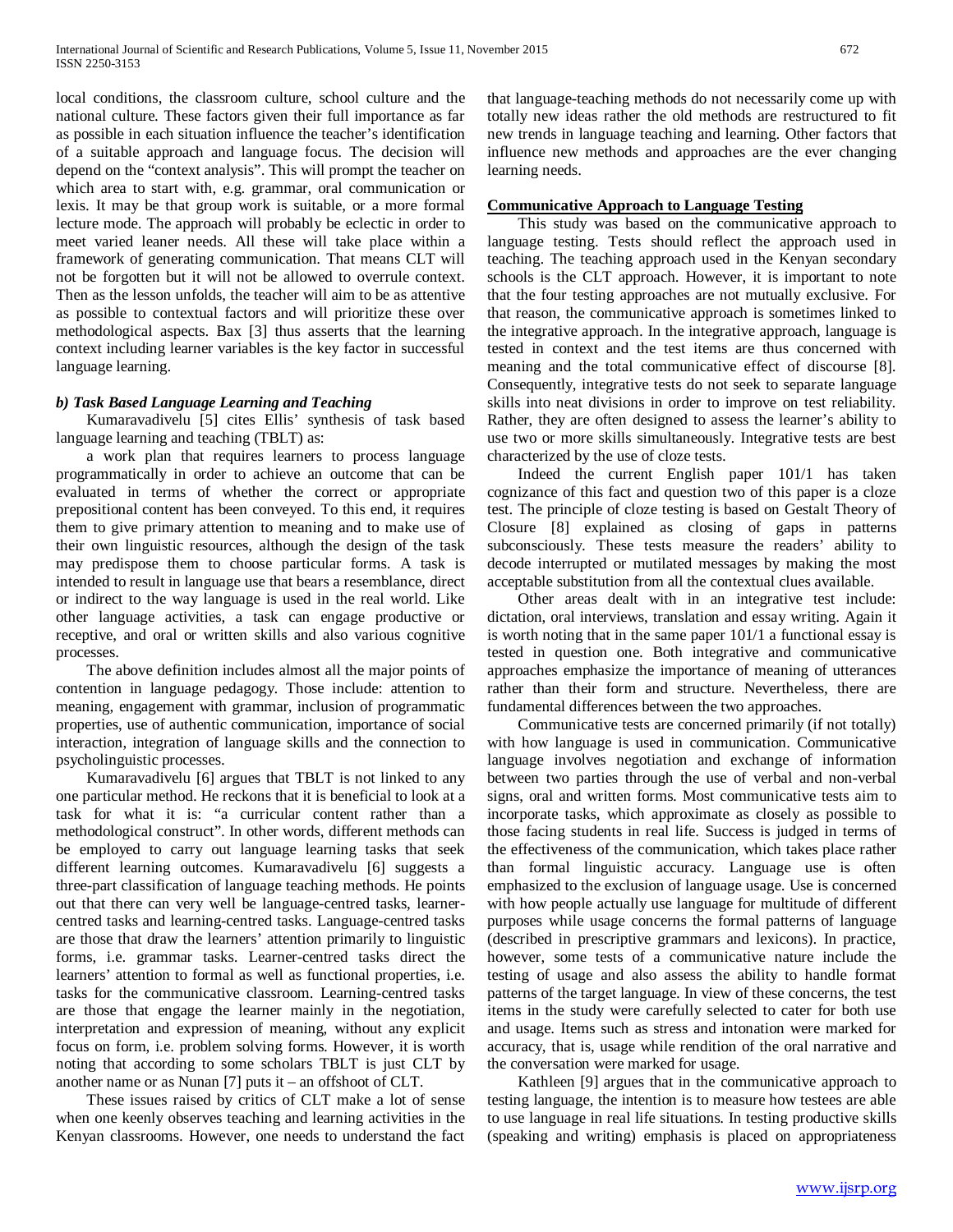local conditions, the classroom culture, school culture and the national culture. These factors given their full importance as far as possible in each situation influence the teacher's identification of a suitable approach and language focus. The decision will depend on the "context analysis". This will prompt the teacher on which area to start with, e.g. grammar, oral communication or lexis. It may be that group work is suitable, or a more formal lecture mode. The approach will probably be eclectic in order to meet varied leaner needs. All these will take place within a framework of generating communication. That means CLT will not be forgotten but it will not be allowed to overrule context. Then as the lesson unfolds, the teacher will aim to be as attentive as possible to contextual factors and will prioritize these over methodological aspects. Bax [3] thus asserts that the learning context including learner variables is the key factor in successful language learning.

### *b) Task Based Language Learning and Teaching*

Kumaravadivelu [5] cites Ellis' synthesis of task based language learning and teaching (TBLT) as:

a work plan that requires learners to process language programmatically in order to achieve an outcome that can be evaluated in terms of whether the correct or appropriate prepositional content has been conveyed. To this end, it requires them to give primary attention to meaning and to make use of their own linguistic resources, although the design of the task may predispose them to choose particular forms. A task is intended to result in language use that bears a resemblance, direct or indirect to the way language is used in the real world. Like other language activities, a task can engage productive or receptive, and oral or written skills and also various cognitive processes.

The above definition includes almost all the major points of contention in language pedagogy. Those include: attention to meaning, engagement with grammar, inclusion of programmatic properties, use of authentic communication, importance of social interaction, integration of language skills and the connection to psycholinguistic processes.

Kumaravadivelu [6] argues that TBLT is not linked to any one particular method. He reckons that it is beneficial to look at a task for what it is: "a curricular content rather than a methodological construct". In other words, different methods can be employed to carry out language learning tasks that seek different learning outcomes. Kumaravadivelu [6] suggests a three-part classification of language teaching methods. He points out that there can very well be language-centred tasks, learner-centred tasks and learning-centred tasks. Language-centred tasks are those that draw the learners' attention primarily to linguistic forms, i.e. grammar tasks. Learner-centred tasks direct the learners' attention to formal as well as functional properties, i.e. tasks for the communicative classroom. Learning-centred tasks are those that engage the learner mainly in the negotiation, interpretation and expression of meaning, without any explicit focus on form, i.e. problem solving forms. However, it is worth noting that according to some scholars TBLT is just CLT by another name or as Nunan [7] puts it – an offshoot of CLT.

These issues raised by critics of CLT make a lot of sense when one keenly observes teaching and learning activities in the Kenyan classrooms. However, one needs to understand the fact that language-teaching methods do not necessarily come up with totally new ideas rather the old methods are restructured to fit new trends in language teaching and learning. Other factors that influence new methods and approaches are the ever changing learning needs.

### **Communicative Approach to Language Testing**

This study was based on the communicative approach to language testing. Tests should reflect the approach used in teaching. The teaching approach used in the Kenyan secondary schools is the CLT approach. However, it is important to note that the four testing approaches are not mutually exclusive. For that reason, the communicative approach is sometimes linked to the integrative approach. In the integrative approach, language is tested in context and the test items are thus concerned with meaning and the total communicative effect of discourse [8]. Consequently, integrative tests do not seek to separate language skills into neat divisions in order to improve on test reliability. Rather, they are often designed to assess the learner's ability to use two or more skills simultaneously. Integrative tests are best characterized by the use of cloze tests.

Indeed the current English paper 101/1 has taken cognizance of this fact and question two of this paper is a cloze test. The principle of cloze testing is based on Gestalt Theory of Closure [8] explained as closing of gaps in patterns subconsciously. These tests measure the readers' ability to decode interrupted or mutilated messages by making the most acceptable substitution from all the contextual clues available.

Other areas dealt with in an integrative test include: dictation, oral interviews, translation and essay writing. Again it is worth noting that in the same paper 101/1 a functional essay is tested in question one. Both integrative and communicative approaches emphasize the importance of meaning of utterances rather than their form and structure. Nevertheless, there are fundamental differences between the two approaches.

Communicative tests are concerned primarily (if not totally) with how language is used in communication. Communicative language involves negotiation and exchange of information between two parties through the use of verbal and non-verbal signs, oral and written forms. Most communicative tests aim to incorporate tasks, which approximate as closely as possible to those facing students in real life. Success is judged in terms of the effectiveness of the communication, which takes place rather than formal linguistic accuracy. Language use is often emphasized to the exclusion of language usage. Use is concerned with how people actually use language for multitude of different purposes while usage concerns the formal patterns of language (described in prescriptive grammars and lexicons). In practice, however, some tests of a communicative nature include the testing of usage and also assess the ability to handle format patterns of the target language. In view of these concerns, the test items in the study were carefully selected to cater for both use and usage. Items such as stress and intonation were marked for accuracy, that is, usage while rendition of the oral narrative and the conversation were marked for usage.

Kathleen [9] argues that in the communicative approach to testing language, the intention is to measure how testees are able to use language in real life situations. In testing productive skills (speaking and writing) emphasis is placed on appropriateness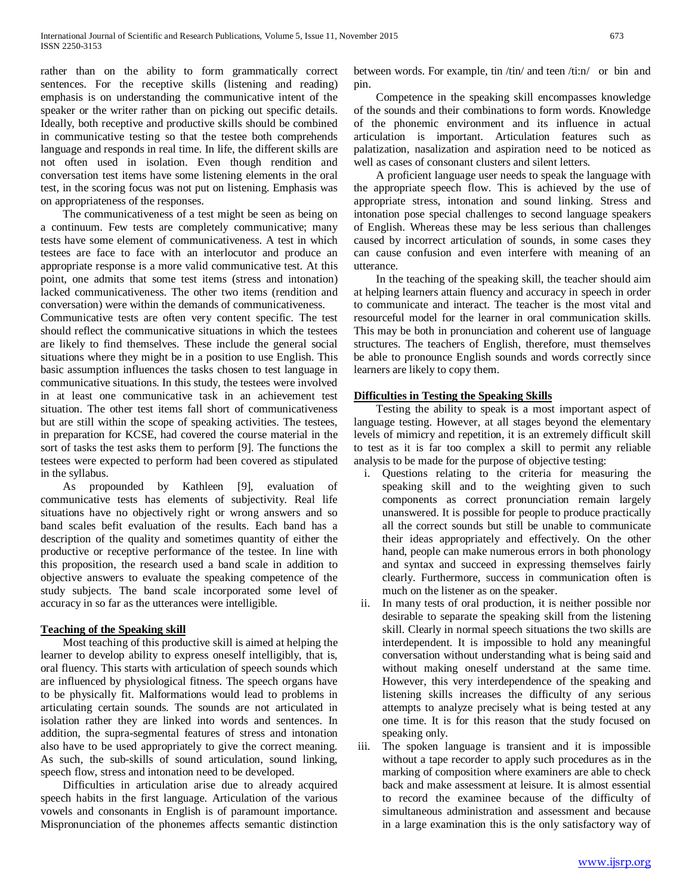rather than on the ability to form grammatically correct sentences. For the receptive skills (listening and reading) emphasis is on understanding the communicative intent of the speaker or the writer rather than on picking out specific details. Ideally, both receptive and productive skills should be combined in communicative testing so that the testee both comprehends language and responds in real time. In life, the different skills are not often used in isolation. Even though rendition and conversation test items have some listening elements in the oral test, in the scoring focus was not put on listening. Emphasis was on appropriateness of the responses.

The communicativeness of a test might be seen as being on a continuum. Few tests are completely communicative; many tests have some element of communicativeness. A test in which testees are face to face with an interlocutor and produce an appropriate response is a more valid communicative test. At this point, one admits that some test items (stress and intonation) lacked communicativeness. The other two items (rendition and conversation) were within the demands of communicativeness.

Communicative tests are often very content specific. The test should reflect the communicative situations in which the testees are likely to find themselves. These include the general social situations where they might be in a position to use English. This basic assumption influences the tasks chosen to test language in communicative situations. In this study, the testees were involved in at least one communicative task in an achievement test situation. The other test items fall short of communicativeness but are still within the scope of speaking activities. The testees, in preparation for KCSE, had covered the course material in the sort of tasks the test asks them to perform [9]. The functions the testees were expected to perform had been covered as stipulated in the syllabus.

As propounded by Kathleen [9], evaluation of communicative tests has elements of subjectivity. Real life situations have no objectively right or wrong answers and so band scales befit evaluation of the results. Each band has a description of the quality and sometimes quantity of either the productive or receptive performance of the testee. In line with this proposition, the research used a band scale in addition to objective answers to evaluate the speaking competence of the study subjects. The band scale incorporated some level of accuracy in so far as the utterances were intelligible.

## Teaching of the Speaking skill

Most teaching of this productive skill is aimed at helping the learner to develop ability to express oneself intelligibly, that is, oral fluency. This starts with articulation of speech sounds which are influenced by physiological fitness. The speech organs have to be physically fit. Malformations would lead to problems in articulating certain sounds. The sounds are not articulated in isolation rather they are linked into words and sentences. In addition, the supra-segmental features of stress and intonation also have to be used appropriately to give the correct meaning. As such, the sub-skills of sound articulation, sound linking, speech flow, stress and intonation need to be developed.

Difficulties in articulation arise due to already acquired speech habits in the first language. Articulation of the various vowels and consonants in English is of paramount importance. Mispronunciation of the phonemes affects semantic distinction between words. For example, tin /tin/ and teen /ti:n/ or bin and pin.

Competence in the speaking skill encompasses knowledge of the sounds and their combinations to form words. Knowledge of the phonemic environment and its influence in actual articulation is important. Articulation features such as palatization, nasalization and aspiration need to be noticed as well as cases of consonant clusters and silent letters.

A proficient language user needs to speak the language with the appropriate speech flow. This is achieved by the use of appropriate stress, intonation and sound linking. Stress and intonation pose special challenges to second language speakers of English. Whereas these may be less serious than challenges caused by incorrect articulation of sounds, in some cases they can cause confusion and even interfere with meaning of an utterance.

In the teaching of the speaking skill, the teacher should aim at helping learners attain fluency and accuracy in speech in order to communicate and interact. The teacher is the most vital and resourceful model for the learner in oral communication skills. This may be both in pronunciation and coherent use of language structures. The teachers of English, therefore, must themselves be able to pronounce English sounds and words correctly since learners are likely to copy them.

## Difficulties in Testing the Speaking Skills

Testing the ability to speak is a most important aspect of language testing. However, at all stages beyond the elementary levels of mimicry and repetition, it is an extremely difficult skill to test as it is far too complex a skill to permit any reliable analysis to be made for the purpose of objective testing:

i. Questions relating to the criteria for measuring the speaking skill and to the weighting given to such components as correct pronunciation remain largely unanswered. It is possible for people to produce practically all the correct sounds but still be unable to communicate their ideas appropriately and effectively. On the other hand, people can make numerous errors in both phonology and syntax and succeed in expressing themselves fairly clearly. Furthermore, success in communication often is much on the listener as on the speaker.

ii. In many tests of oral production, it is neither possible nor desirable to separate the speaking skill from the listening skill. Clearly in normal speech situations the two skills are interdependent. It is impossible to hold any meaningful conversation without understanding what is being said and without making oneself understand at the same time. However, this very interdependence of the speaking and listening skills increases the difficulty of any serious attempts to analyze precisely what is being tested at any one time. It is for this reason that the study focused on speaking only.

iii. The spoken language is transient and it is impossible without a tape recorder to apply such procedures as in the marking of composition where examiners are able to check back and make assessment at leisure. It is almost essential to record the examinee because of the difficulty of simultaneous administration and assessment and because in a large examination this is the only satisfactory way of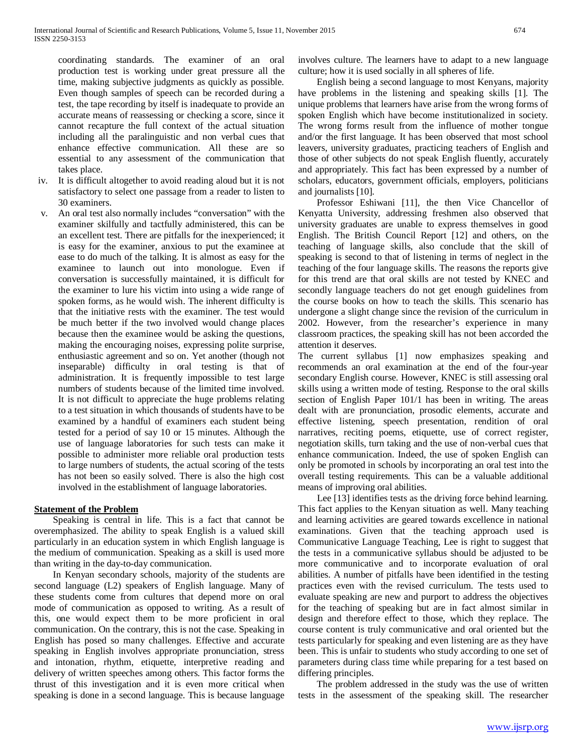coordinating standards. The examiner of an oral production test is working under great pressure all the time, making subjective judgments as quickly as possible. Even though samples of speech can be recorded during a test, the tape recording by itself is inadequate to provide an accurate means of reassessing or checking a score, since it cannot recapture the full context of the actual situation including all the paralinguistic and non verbal cues that enhance effective communication. All these are so essential to any assessment of the communication that takes place.

iv. It is difficult altogether to avoid reading aloud but it is not satisfactory to select one passage from a reader to listen to 30 examiners.

v. An oral test also normally includes "conversation" with the examiner skilfully and tactfully administered, this can be an excellent test. There are pitfalls for the inexperienced; it is easy for the examiner, anxious to put the examinee at ease to do much of the talking. It is almost as easy for the examinee to launch out into monologue. Even if conversation is successfully maintained, it is difficult for the examiner to lure his victim into using a wide range of spoken forms, as he would wish. The inherent difficulty is that the initiative rests with the examiner. The test would be much better if the two involved would change places because then the examinee would be asking the questions, making the encouraging noises, expressing polite surprise, enthusiastic agreement and so on. Yet another (though not inseparable) difficulty in oral testing is that of administration. It is frequently impossible to test large numbers of students because of the limited time involved. It is not difficult to appreciate the huge problems relating to a test situation in which thousands of students have to be examined by a handful of examiners each student being tested for a period of say 10 or 15 minutes. Although the use of language laboratories for such tests can make it possible to administer more reliable oral production tests to large numbers of students, the actual scoring of the tests has not been so easily solved. There is also the high cost involved in the establishment of language laboratories.

## Statement of the Problem

Speaking is central in life. This is a fact that cannot be overemphasized. The ability to speak English is a valued skill particularly in an education system in which English language is the medium of communication. Speaking as a skill is used more than writing in the day-to-day communication.

In Kenyan secondary schools, majority of the students are second language (L2) speakers of English language. Many of these students come from cultures that depend more on oral mode of communication as opposed to writing. As a result of this, one would expect them to be more proficient in oral communication. On the contrary, this is not the case. Speaking in English has posed so many challenges. Effective and accurate speaking in English involves appropriate pronunciation, stress and intonation, rhythm, etiquette, interpretive reading and delivery of written speeches among others. This factor forms the thrust of this investigation and it is even more critical when speaking is done in a second language. This is because language involves culture. The learners have to adapt to a new language culture; how it is used socially in all spheres of life.

English being a second language to most Kenyans, majority have problems in the listening and speaking skills [1]. The unique problems that learners have arise from the wrong forms of spoken English which have become institutionalized in society. The wrong forms result from the influence of mother tongue and/or the first language. It has been observed that most school leavers, university graduates, practicing teachers of English and those of other subjects do not speak English fluently, accurately and appropriately. This fact has been expressed by a number of scholars, educators, government officials, employers, politicians and journalists [10].

Professor Eshiwani [11], the then Vice Chancellor of Kenyatta University, addressing freshmen also observed that university graduates are unable to express themselves in good English. The British Council Report [12] and others, on the teaching of language skills, also conclude that the skill of speaking is second to that of listening in terms of neglect in the teaching of the four language skills. The reasons the reports give for this trend are that oral skills are not tested by KNEC and secondly language teachers do not get enough guidelines from the course books on how to teach the skills. This scenario has undergone a slight change since the revision of the curriculum in 2002. However, from the researcher's experience in many classroom practices, the speaking skill has not been accorded the attention it deserves.

The current syllabus [1] now emphasizes speaking and recommends an oral examination at the end of the four-year secondary English course. However, KNEC is still assessing oral skills using a written mode of testing. Response to the oral skills section of English Paper 101/1 has been in writing. The areas dealt with are pronunciation, prosodic elements, accurate and effective listening, speech presentation, rendition of oral narratives, reciting poems, etiquette, use of correct register, negotiation skills, turn taking and the use of non-verbal cues that enhance communication. Indeed, the use of spoken English can only be promoted in schools by incorporating an oral test into the overall testing requirements. This can be a valuable additional means of improving oral abilities.

Lee [13] identifies tests as the driving force behind learning. This fact applies to the Kenyan situation as well. Many teaching and learning activities are geared towards excellence in national examinations. Given that the teaching approach used is Communicative Language Teaching, Lee is right to suggest that the tests in a communicative syllabus should be adjusted to be more communicative and to incorporate evaluation of oral abilities. A number of pitfalls have been identified in the testing practices even with the revised curriculum. The tests used to evaluate speaking are new and purport to address the objectives for the teaching of speaking but are in fact almost similar in design and therefore effect to those, which they replace. The course content is truly communicative and oral oriented but the tests particularly for speaking and even listening are as they have been. This is unfair to students who study according to one set of parameters during class time while preparing for a test based on differing principles.

The problem addressed in the study was the use of written tests in the assessment of the speaking skill. The researcher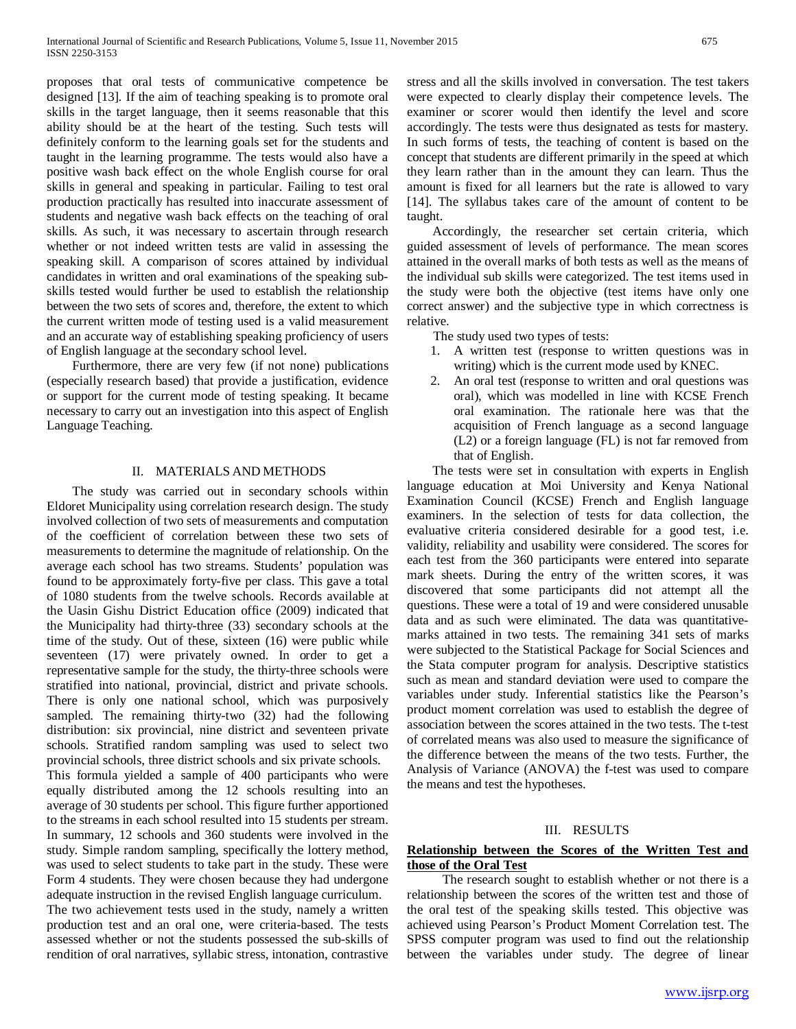proposes that oral tests of communicative competence be designed [13]. If the aim of teaching speaking is to promote oral skills in the target language, then it seems reasonable that this ability should be at the heart of the testing. Such tests will definitely conform to the learning goals set for the students and taught in the learning programme. The tests would also have a positive wash back effect on the whole English course for oral skills in general and speaking in particular. Failing to test oral production practically has resulted into inaccurate assessment of students and negative wash back effects on the teaching of oral skills. As such, it was necessary to ascertain through research whether or not indeed written tests are valid in assessing the speaking skill. A comparison of scores attained by individual candidates in written and oral examinations of the speaking sub-skills tested would further be used to establish the relationship between the two sets of scores and, therefore, the extent to which the current written mode of testing used is a valid measurement and an accurate way of establishing speaking proficiency of users of English language at the secondary school level.

Furthermore, there are very few (if not none) publications (especially research based) that provide a justification, evidence or support for the current mode of testing speaking. It became necessary to carry out an investigation into this aspect of English Language Teaching.

## II. MATERIALS AND METHODS

The study was carried out in secondary schools within Eldoret Municipality using correlation research design. The study involved collection of two sets of measurements and computation of the coefficient of correlation between these two sets of measurements to determine the magnitude of relationship. On the average each school has two streams. Students' population was found to be approximately forty-five per class. This gave a total of 1080 students from the twelve schools. Records available at the Uasin Gishu District Education office (2009) indicated that the Municipality had thirty-three (33) secondary schools at the time of the study. Out of these, sixteen (16) were public while seventeen (17) were privately owned. In order to get a representative sample for the study, the thirty-three schools were stratified into national, provincial, district and private schools. There is only one national school, which was purposively sampled. The remaining thirty-two (32) had the following distribution: six provincial, nine district and seventeen private schools. Stratified random sampling was used to select two provincial schools, three district schools and six private schools.
This formula yielded a sample of 400 participants who were equally distributed among the 12 schools resulting into an average of 30 students per school. This figure further apportioned to the streams in each school resulted into 15 students per stream. In summary, 12 schools and 360 students were involved in the study. Simple random sampling, specifically the lottery method, was used to select students to take part in the study. These were Form 4 students. They were chosen because they had undergone adequate instruction in the revised English language curriculum.
The two achievement tests used in the study, namely a written production test and an oral one, were criteria-based. The tests assessed whether or not the students possessed the sub-skills of rendition of oral narratives, syllabic stress, intonation, contrastive stress and all the skills involved in conversation. The test takers were expected to clearly display their competence levels. The examiner or scorer would then identify the level and score accordingly. The tests were thus designated as tests for mastery. In such forms of tests, the teaching of content is based on the concept that students are different primarily in the speed at which they learn rather than in the amount they can learn. Thus the amount is fixed for all learners but the rate is allowed to vary [14]. The syllabus takes care of the amount of content to be taught.

Accordingly, the researcher set certain criteria, which guided assessment of levels of performance. The mean scores attained in the overall marks of both tests as well as the means of the individual sub skills were categorized. The test items used in the study were both the objective (test items have only one correct answer) and the subjective type in which correctness is relative.

The study used two types of tests:

1. A written test (response to written questions was in writing) which is the current mode used by KNEC.
2. An oral test (response to written and oral questions was oral), which was modelled in line with KCSE French oral examination. The rationale here was that the acquisition of French language as a second language (L2) or a foreign language (FL) is not far removed from that of English.

The tests were set in consultation with experts in English language education at Moi University and Kenya National Examination Council (KCSE) French and English language examiners. In the selection of tests for data collection, the evaluative criteria considered desirable for a good test, i.e. validity, reliability and usability were considered. The scores for each test from the 360 participants were entered into separate mark sheets. During the entry of the written scores, it was discovered that some participants did not attempt all the questions. These were a total of 19 and were considered unusable data and as such were eliminated. The data was quantitative-marks attained in two tests. The remaining 341 sets of marks were subjected to the Statistical Package for Social Sciences and the Stata computer program for analysis. Descriptive statistics such as mean and standard deviation were used to compare the variables under study. Inferential statistics like the Pearson's product moment correlation was used to establish the degree of association between the scores attained in the two tests. The t-test of correlated means was also used to measure the significance of the difference between the means of the two tests. Further, the Analysis of Variance (ANOVA) the f-test was used to compare the means and test the hypotheses.

## III. RESULTS

### Relationship between the Scores of the Written Test and those of the Oral Test

The research sought to establish whether or not there is a relationship between the scores of the written test and those of the oral test of the speaking skills tested. This objective was achieved using Pearson's Product Moment Correlation test. The SPSS computer program was used to find out the relationship between the variables under study. The degree of linear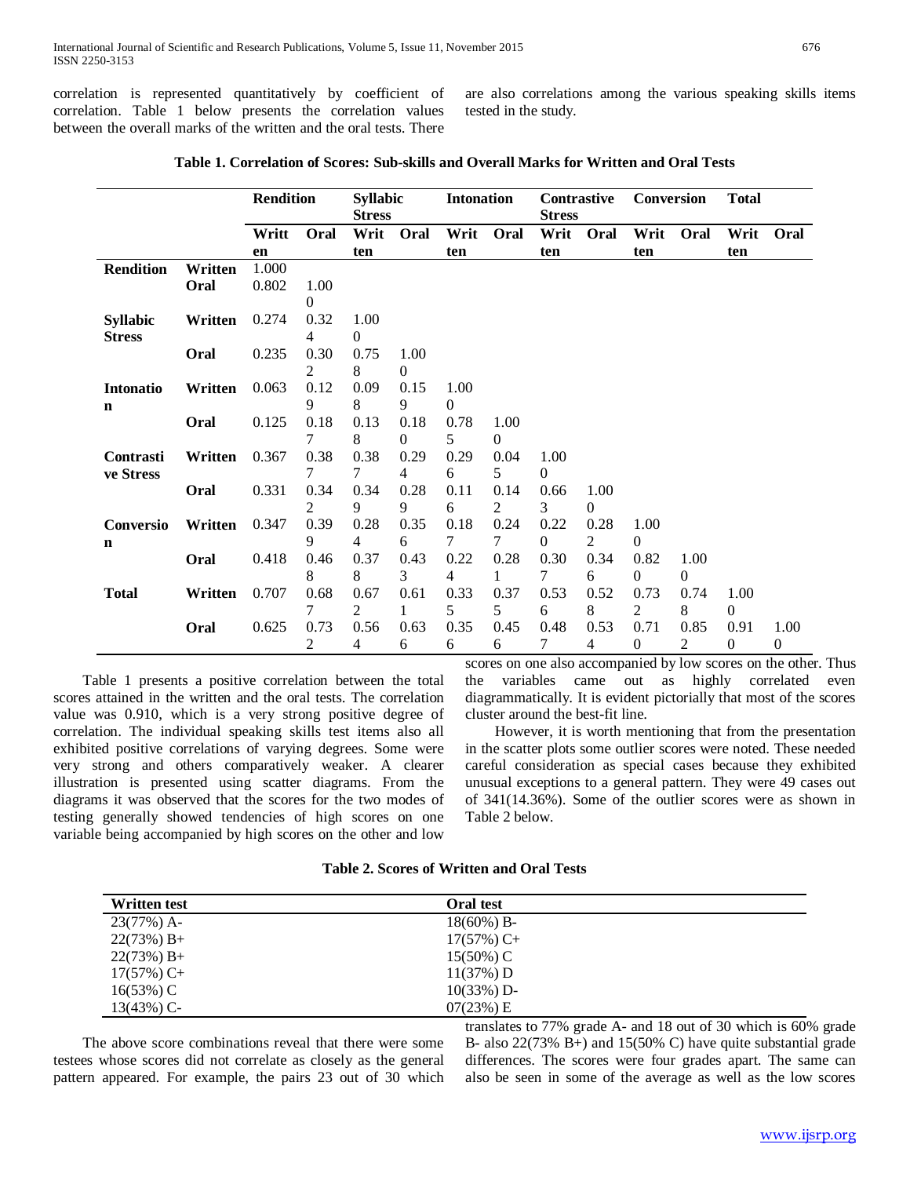correlation is represented quantitatively by coefficient of correlation. Table 1 below presents the correlation values between the overall marks of the written and the oral tests. There are also correlations among the various speaking skills items tested in the study.

**Table 1. Correlation of Scores: Sub-skills and Overall Marks for Written and Oral Tests**

| | | Rendition | | Syllabic Stress | | Intonation | | Contrastive Stress | | Conversion | | Total | |
|---|---|---|---|---|---|---|---|---|---|---|---|---|---|
| | | Written | Oral | Written | Oral | Written | Oral | Written | Oral | Written | Oral | Written | Oral |
| **Rendition** | **Written** | 1.000 | | | | | | | | | | | |
| | **Oral** | 0.802 | 1.000 | | | | | | | | | | |
| **Syllabic Stress** | **Written** | 0.274 | 0.324 | 1.000 | | | | | | | | | |
| | **Oral** | 0.235 | 0.302 | 0.758 | 1.000 | | | | | | | | |
| **Intonation** | **Written** | 0.063 | 0.129 | 0.098 | 0.159 | 1.000 | | | | | | | |
| | **Oral** | 0.125 | 0.187 | 0.138 | 0.180 | 0.785 | 1.000 | | | | | | |
| **Contrastive Stress** | **Written** | 0.367 | 0.387 | 0.387 | 0.294 | 0.296 | 0.045 | 1.000 | | | | | |
| | **Oral** | 0.331 | 0.342 | 0.349 | 0.289 | 0.116 | 0.142 | 0.663 | 1.000 | | | | |
| **Conversion** | **Written** | 0.347 | 0.399 | 0.284 | 0.356 | 0.187 | 0.247 | 0.220 | 0.282 | 1.000 | | | |
| | **Oral** | 0.418 | 0.468 | 0.378 | 0.433 | 0.224 | 0.281 | 0.307 | 0.346 | 0.820 | 1.000 | | |
| **Total** | **Written** | 0.707 | 0.687 | 0.672 | 0.611 | 0.335 | 0.375 | 0.536 | 0.528 | 0.732 | 0.748 | 1.000 | |
| | **Oral** | 0.625 | 0.732 | 0.564 | 0.636 | 0.356 | 0.456 | 0.487 | 0.534 | 0.710 | 0.852 | 0.910 | 1.000 |

Table 1 presents a positive correlation between the total scores attained in the written and the oral tests. The correlation value was 0.910, which is a very strong positive degree of correlation. The individual speaking skills test items also all exhibited positive correlations of varying degrees. Some were very strong and others comparatively weaker. A clearer illustration is presented using scatter diagrams. From the diagrams it was observed that the scores for the two modes of testing generally showed tendencies of high scores on one variable being accompanied by high scores on the other and low scores on one also accompanied by low scores on the other. Thus the variables came out as highly correlated even diagrammatically. It is evident pictorially that most of the scores cluster around the best-fit line.

However, it is worth mentioning that from the presentation in the scatter plots some outlier scores were noted. These needed careful consideration as special cases because they exhibited unusual exceptions to a general pattern. They were 49 cases out of 341(14.36%). Some of the outlier scores were as shown in Table 2 below.

**Table 2. Scores of Written and Oral Tests**

| Written test | Oral test |
|---|---|
| 23(77%) A- | 18(60%) B- |
| 22(73%) B+ | 17(57%) C+ |
| 22(73%) B+ | 15(50%) C |
| 17(57%) C+ | 11(37%) D |
| 16(53%) C | 10(33%) D- |
| 13(43%) C- | 07(23%) E |

The above score combinations reveal that there were some testees whose scores did not correlate as closely as the general pattern appeared. For example, the pairs 23 out of 30 which translates to 77% grade A- and 18 out of 30 which is 60% grade B- also 22(73% B+) and 15(50% C) have quite substantial grade differences. The scores were four grades apart. The same can also be seen in some of the average as well as the low scores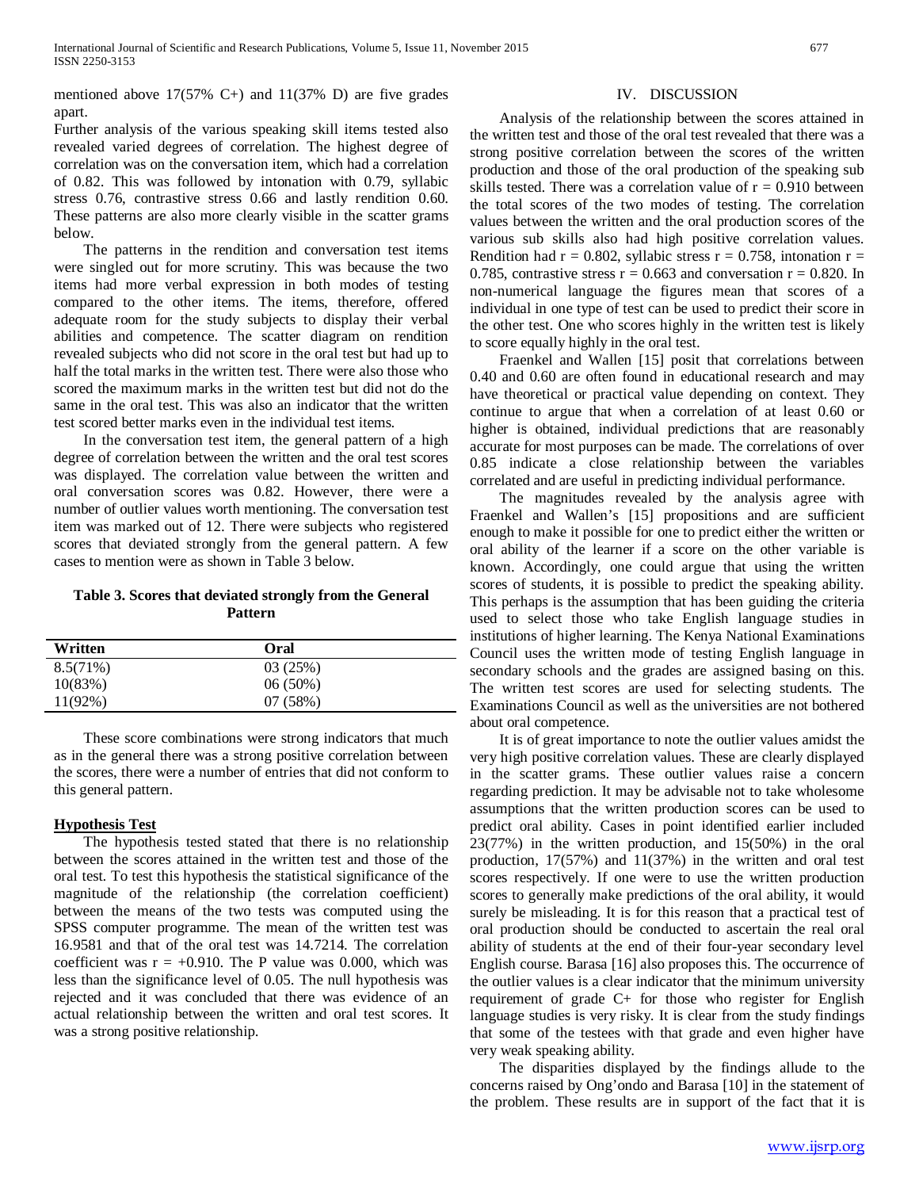mentioned above 17(57% C+) and 11(37% D) are five grades apart.

Further analysis of the various speaking skill items tested also revealed varied degrees of correlation. The highest degree of correlation was on the conversation item, which had a correlation of 0.82. This was followed by intonation with 0.79, syllabic stress 0.76, contrastive stress 0.66 and lastly rendition 0.60. These patterns are also more clearly visible in the scatter grams below.

The patterns in the rendition and conversation test items were singled out for more scrutiny. This was because the two items had more verbal expression in both modes of testing compared to the other items. The items, therefore, offered adequate room for the study subjects to display their verbal abilities and competence. The scatter diagram on rendition revealed subjects who did not score in the oral test but had up to half the total marks in the written test. There were also those who scored the maximum marks in the written test but did not do the same in the oral test. This was also an indicator that the written test scored better marks even in the individual test items.

In the conversation test item, the general pattern of a high degree of correlation between the written and the oral test scores was displayed. The correlation value between the written and oral conversation scores was 0.82. However, there were a number of outlier values worth mentioning. The conversation test item was marked out of 12. There were subjects who registered scores that deviated strongly from the general pattern. A few cases to mention were as shown in Table 3 below.

**Table 3. Scores that deviated strongly from the General Pattern**

| Written | Oral |
|---|---|
| 8.5(71%) | 03 (25%) |
| 10(83%) | 06 (50%) |
| 11(92%) | 07 (58%) |

These score combinations were strong indicators that much as in the general there was a strong positive correlation between the scores, there were a number of entries that did not conform to this general pattern.

### Hypothesis Test

The hypothesis tested stated that there is no relationship between the scores attained in the written test and those of the oral test. To test this hypothesis the statistical significance of the magnitude of the relationship (the correlation coefficient) between the means of the two tests was computed using the SPSS computer programme. The mean of the written test was 16.9581 and that of the oral test was 14.7214. The correlation coefficient was $r = +0.910$. The P value was 0.000, which was less than the significance level of 0.05. The null hypothesis was rejected and it was concluded that there was evidence of an actual relationship between the written and oral test scores. It was a strong positive relationship.

## IV. DISCUSSION

Analysis of the relationship between the scores attained in the written test and those of the oral test revealed that there was a strong positive correlation between the scores of the written production and those of the oral production of the speaking sub skills tested. There was a correlation value of $r = 0.910$ between the total scores of the two modes of testing. The correlation values between the written and the oral production scores of the various sub skills also had high positive correlation values. Rendition had $r = 0.802$, syllabic stress $r = 0.758$, intonation $r = 0.785$, contrastive stress $r = 0.663$ and conversation $r = 0.820$. In non-numerical language the figures mean that scores of a individual in one type of test can be used to predict their score in the other test. One who scores highly in the written test is likely to score equally highly in the oral test.

Fraenkel and Wallen [15] posit that correlations between 0.40 and 0.60 are often found in educational research and may have theoretical or practical value depending on context. They continue to argue that when a correlation of at least 0.60 or higher is obtained, individual predictions that are reasonably accurate for most purposes can be made. The correlations of over 0.85 indicate a close relationship between the variables correlated and are useful in predicting individual performance.

The magnitudes revealed by the analysis agree with Fraenkel and Wallen's [15] propositions and are sufficient enough to make it possible for one to predict either the written or oral ability of the learner if a score on the other variable is known. Accordingly, one could argue that using the written scores of students, it is possible to predict the speaking ability. This perhaps is the assumption that has been guiding the criteria used to select those who take English language studies in institutions of higher learning. The Kenya National Examinations Council uses the written mode of testing English language in secondary schools and the grades are assigned basing on this. The written test scores are used for selecting students. The Examinations Council as well as the universities are not bothered about oral competence.

It is of great importance to note the outlier values amidst the very high positive correlation values. These are clearly displayed in the scatter grams. These outlier values raise a concern regarding prediction. It may be advisable not to take wholesome assumptions that the written production scores can be used to predict oral ability. Cases in point identified earlier included 23(77%) in the written production, and 15(50%) in the oral production, 17(57%) and 11(37%) in the written and oral test scores respectively. If one were to use the written production scores to generally make predictions of the oral ability, it would surely be misleading. It is for this reason that a practical test of oral production should be conducted to ascertain the real oral ability of students at the end of their four-year secondary level English course. Barasa [16] also proposes this. The occurrence of the outlier values is a clear indicator that the minimum university requirement of grade C+ for those who register for English language studies is very risky. It is clear from the study findings that some of the testees with that grade and even higher have very weak speaking ability.

The disparities displayed by the findings allude to the concerns raised by Ong'ondo and Barasa [10] in the statement of the problem. These results are in support of the fact that it is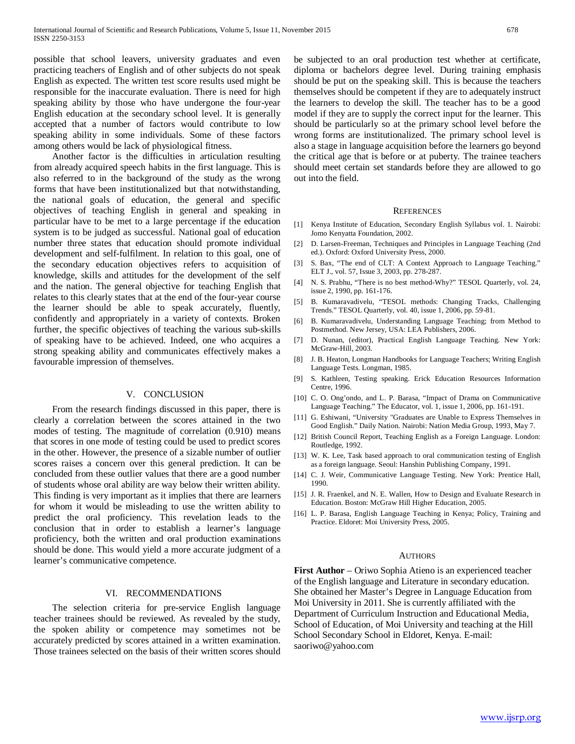possible that school leavers, university graduates and even practicing teachers of English and of other subjects do not speak English as expected. The written test score results used might be responsible for the inaccurate evaluation. There is need for high speaking ability by those who have undergone the four-year English education at the secondary school level. It is generally accepted that a number of factors would contribute to low speaking ability in some individuals. Some of these factors among others would be lack of physiological fitness.

Another factor is the difficulties in articulation resulting from already acquired speech habits in the first language. This is also referred to in the background of the study as the wrong forms that have been institutionalized but that notwithstanding, the national goals of education, the general and specific objectives of teaching English in general and speaking in particular have to be met to a large percentage if the education system is to be judged as successful. National goal of education number three states that education should promote individual development and self-fulfilment. In relation to this goal, one of the secondary education objectives refers to acquisition of knowledge, skills and attitudes for the development of the self and the nation. The general objective for teaching English that relates to this clearly states that at the end of the four-year course the learner should be able to speak accurately, fluently, confidently and appropriately in a variety of contexts. Broken further, the specific objectives of teaching the various sub-skills of speaking have to be achieved. Indeed, one who acquires a strong speaking ability and communicates effectively makes a favourable impression of themselves.

## V. Conclusion

From the research findings discussed in this paper, there is clearly a correlation between the scores attained in the two modes of testing. The magnitude of correlation (0.910) means that scores in one mode of testing could be used to predict scores in the other. However, the presence of a sizable number of outlier scores raises a concern over this general prediction. It can be concluded from these outlier values that there are a good number of students whose oral ability are way below their written ability. This finding is very important as it implies that there are learners for whom it would be misleading to use the written ability to predict the oral proficiency. This revelation leads to the conclusion that in order to establish a learner's language proficiency, both the written and oral production examinations should be done. This would yield a more accurate judgment of a learner's communicative competence.

## VI. Recommendations

The selection criteria for pre-service English language teacher trainees should be reviewed. As revealed by the study, the spoken ability or competence may sometimes not be accurately predicted by scores attained in a written examination. Those trainees selected on the basis of their written scores should be subjected to an oral production test whether at certificate, diploma or bachelors degree level. During training emphasis should be put on the speaking skill. This is because the teachers themselves should be competent if they are to adequately instruct the learners to develop the skill. The teacher has to be a good model if they are to supply the correct input for the learner. This should be particularly so at the primary school level before the wrong forms are institutionalized. The primary school level is also a stage in language acquisition before the learners go beyond the critical age that is before or at puberty. The trainee teachers should meet certain set standards before they are allowed to go out into the field.

## References

[1] Kenya Institute of Education, Secondary English Syllabus vol. 1. Nairobi: Jomo Kenyatta Foundation, 2002.

[2] D. Larsen-Freeman, Techniques and Principles in Language Teaching (2nd ed.). Oxford: Oxford University Press, 2000.

[3] S. Bax, "The end of CLT: A Context Approach to Language Teaching." ELT J., vol. 57, Issue 3, 2003, pp. 278-287.

[4] N. S. Prabhu, "There is no best method-Why?" TESOL Quarterly, vol. 24, issue 2, 1990, pp. 161-176.

[5] B. Kumaravadivelu, "TESOL methods: Changing Tracks, Challenging Trends." TESOL Quarterly, vol. 40, issue 1, 2006, pp. 59-81.

[6] B. Kumaravadivelu, Understanding Language Teaching; from Method to Postmethod. New Jersey, USA: LEA Publishers, 2006.

[7] D. Nunan, (editor), Practical English Language Teaching. New York: McGraw-Hill, 2003.

[8] J. B. Heaton, Longman Handbooks for Language Teachers; Writing English Language Tests. Longman, 1985.

[9] S. Kathleen, Testing speaking. Erick Education Resources Information Centre, 1996.

[10] C. O. Ong'ondo, and L. P. Barasa, "Impact of Drama on Communicative Language Teaching." The Educator, vol. 1, issue 1, 2006, pp. 161-191.

[11] G. Eshiwani, "University "Graduates are Unable to Express Themselves in Good English." Daily Nation. Nairobi: Nation Media Group, 1993, May 7.

[12] British Council Report, Teaching English as a Foreign Language. London: Routledge, 1992.

[13] W. K. Lee, Task based approach to oral communication testing of English as a foreign language. Seoul: Hanshin Publishing Company, 1991.

[14] C. J. Weir, Communicative Language Testing. New York: Prentice Hall, 1990.

[15] J. R. Fraenkel, and N. E. Wallen, How to Design and Evaluate Research in Education. Boston: McGraw Hill Higher Education, 2005.

[16] L. P. Barasa, English Language Teaching in Kenya; Policy, Training and Practice. Eldoret: Moi University Press, 2005.

## Authors

**First Author** – Oriwo Sophia Atieno is an experienced teacher of the English language and Literature in secondary education. She obtained her Master's Degree in Language Education from Moi University in 2011. She is currently affiliated with the Department of Curriculum Instruction and Educational Media, School of Education, of Moi University and teaching at the Hill School Secondary School in Eldoret, Kenya. E-mail: saoriwo@yahoo.com